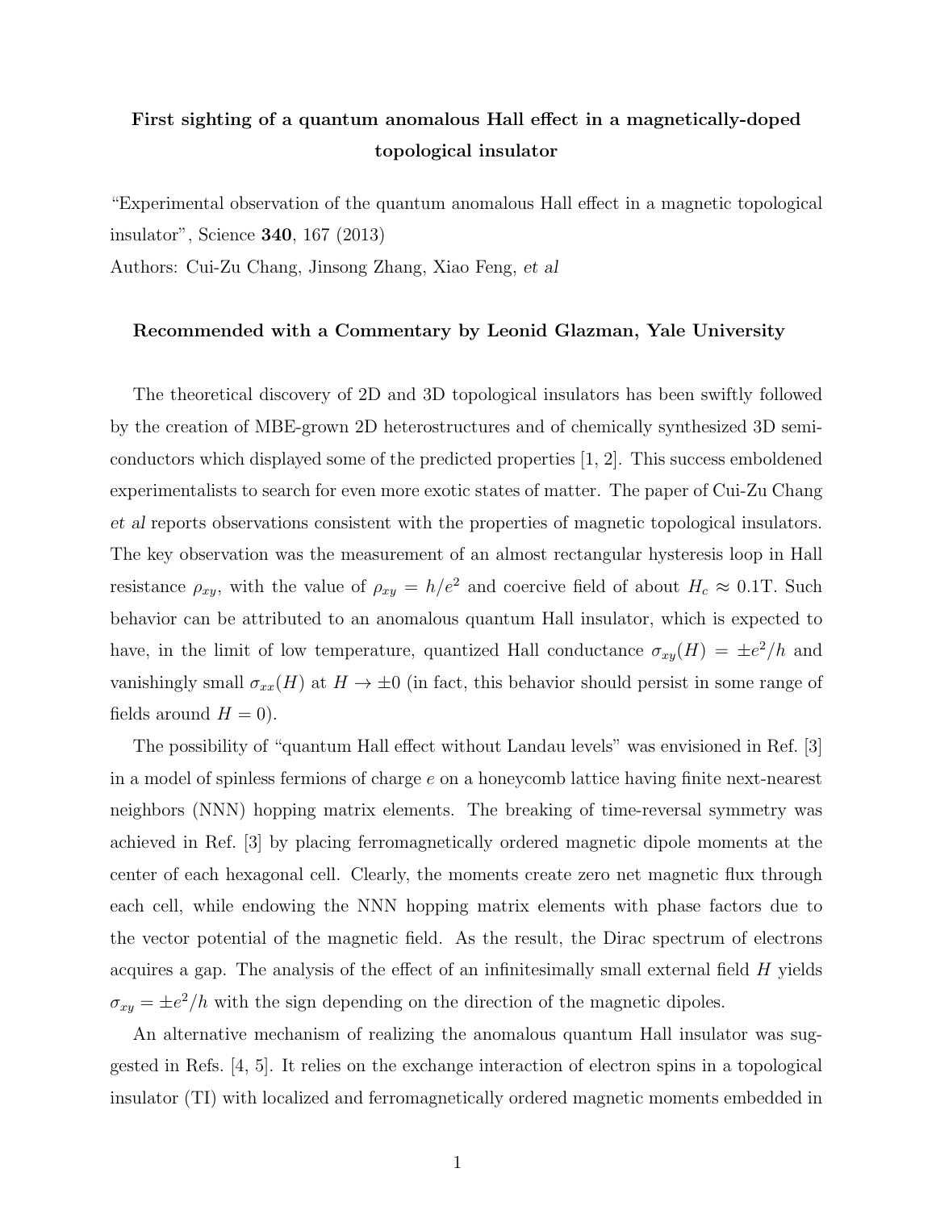# First sighting of a quantum anomalous Hall effect in a magnetically-doped topological insulator

"Experimental observation of the quantum anomalous Hall effect in a magnetic topological insulator", Science **340**, 167 (2013)

Authors: Cui-Zu Chang, Jinsong Zhang, Xiao Feng, *et al*

**Recommended with a Commentary by Leonid Glazman, Yale University**

The theoretical discovery of 2D and 3D topological insulators has been swiftly followed by the creation of MBE-grown 2D heterostructures and of chemically synthesized 3D semiconductors which displayed some of the predicted properties [1, 2]. This success emboldened experimentalists to search for even more exotic states of matter. The paper of Cui-Zu Chang *et al* reports observations consistent with the properties of magnetic topological insulators. The key observation was the measurement of an almost rectangular hysteresis loop in Hall resistance $\rho_{xy}$, with the value of $\rho_{xy} = h/e^2$ and coercive field of about $H_c \approx 0.1$T. Such behavior can be attributed to an anomalous quantum Hall insulator, which is expected to have, in the limit of low temperature, quantized Hall conductance $\sigma_{xy}(H) = \pm e^2/h$ and vanishingly small $\sigma_{xx}(H)$ at $H \to \pm 0$ (in fact, this behavior should persist in some range of fields around $H = 0$).

The possibility of "quantum Hall effect without Landau levels" was envisioned in Ref. [3] in a model of spinless fermions of charge $e$ on a honeycomb lattice having finite next-nearest neighbors (NNN) hopping matrix elements. The breaking of time-reversal symmetry was achieved in Ref. [3] by placing ferromagnetically ordered magnetic dipole moments at the center of each hexagonal cell. Clearly, the moments create zero net magnetic flux through each cell, while endowing the NNN hopping matrix elements with phase factors due to the vector potential of the magnetic field. As the result, the Dirac spectrum of electrons acquires a gap. The analysis of the effect of an infinitesimally small external field $H$ yields $\sigma_{xy} = \pm e^2/h$ with the sign depending on the direction of the magnetic dipoles.

An alternative mechanism of realizing the anomalous quantum Hall insulator was suggested in Refs. [4, 5]. It relies on the exchange interaction of electron spins in a topological insulator (TI) with localized and ferromagnetically ordered magnetic moments embedded in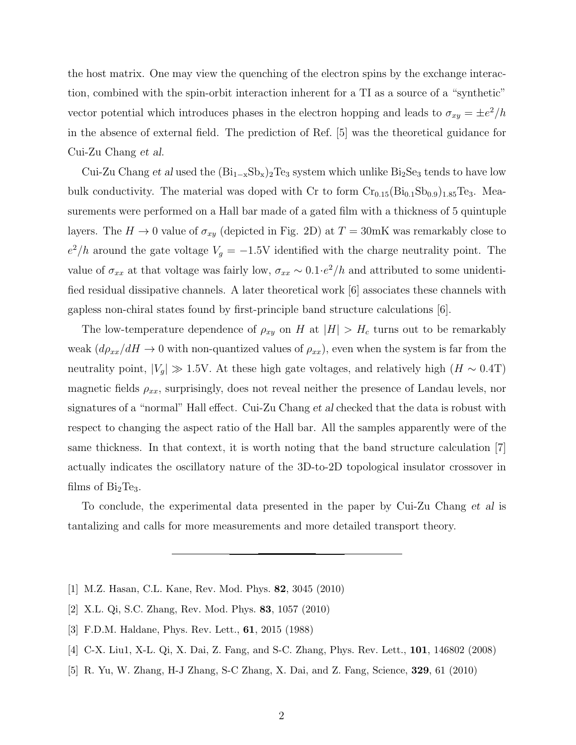the host matrix. One may view the quenching of the electron spins by the exchange interaction, combined with the spin-orbit interaction inherent for a TI as a source of a "synthetic" vector potential which introduces phases in the electron hopping and leads to $\sigma_{xy} = \pm e^2/h$ in the absence of external field. The prediction of Ref. [5] was the theoretical guidance for Cui-Zu Chang *et al*.

Cui-Zu Chang *et al* used the $(\mathrm{Bi_{1-x}Sb_x})_2\mathrm{Te_3}$ system which unlike $\mathrm{Bi_2Se_3}$ tends to have low bulk conductivity. The material was doped with Cr to form $\mathrm{Cr_{0.15}(Bi_{0.1}Sb_{0.9})_{1.85}Te_3}$. Measurements were performed on a Hall bar made of a gated film with a thickness of 5 quintuple layers. The $H \to 0$ value of $\sigma_{xy}$ (depicted in Fig. 2D) at $T = 30$mK was remarkably close to $e^2/h$ around the gate voltage $V_g = -1.5$V identified with the charge neutrality point. The value of $\sigma_{xx}$ at that voltage was fairly low, $\sigma_{xx} \sim 0.1 \cdot e^2/h$ and attributed to some unidentified residual dissipative channels. A later theoretical work [6] associates these channels with gapless non-chiral states found by first-principle band structure calculations [6].

The low-temperature dependence of $\rho_{xy}$ on $H$ at $|H| > H_c$ turns out to be remarkably weak ($d\rho_{xx}/dH \to 0$ with non-quantized values of $\rho_{xx}$), even when the system is far from the neutrality point, $|V_g| \gg 1.5$V. At these high gate voltages, and relatively high ($H \sim 0.4$T) magnetic fields $\rho_{xx}$, surprisingly, does not reveal neither the presence of Landau levels, nor signatures of a "normal" Hall effect. Cui-Zu Chang *et al* checked that the data is robust with respect to changing the aspect ratio of the Hall bar. All the samples apparently were of the same thickness. In that context, it is worth noting that the band structure calculation [7] actually indicates the oscillatory nature of the 3D-to-2D topological insulator crossover in films of $\mathrm{Bi_2Te_3}$.

To conclude, the experimental data presented in the paper by Cui-Zu Chang *et al* is tantalizing and calls for more measurements and more detailed transport theory.

---

[1] M.Z. Hasan, C.L. Kane, Rev. Mod. Phys. **82**, 3045 (2010)

[2] X.L. Qi, S.C. Zhang, Rev. Mod. Phys. **83**, 1057 (2010)

[3] F.D.M. Haldane, Phys. Rev. Lett., **61**, 2015 (1988)

[4] C-X. Liu1, X-L. Qi, X. Dai, Z. Fang, and S-C. Zhang, Phys. Rev. Lett., **101**, 146802 (2008)

[5] R. Yu, W. Zhang, H-J Zhang, S-C Zhang, X. Dai, and Z. Fang, Science, **329**, 61 (2010)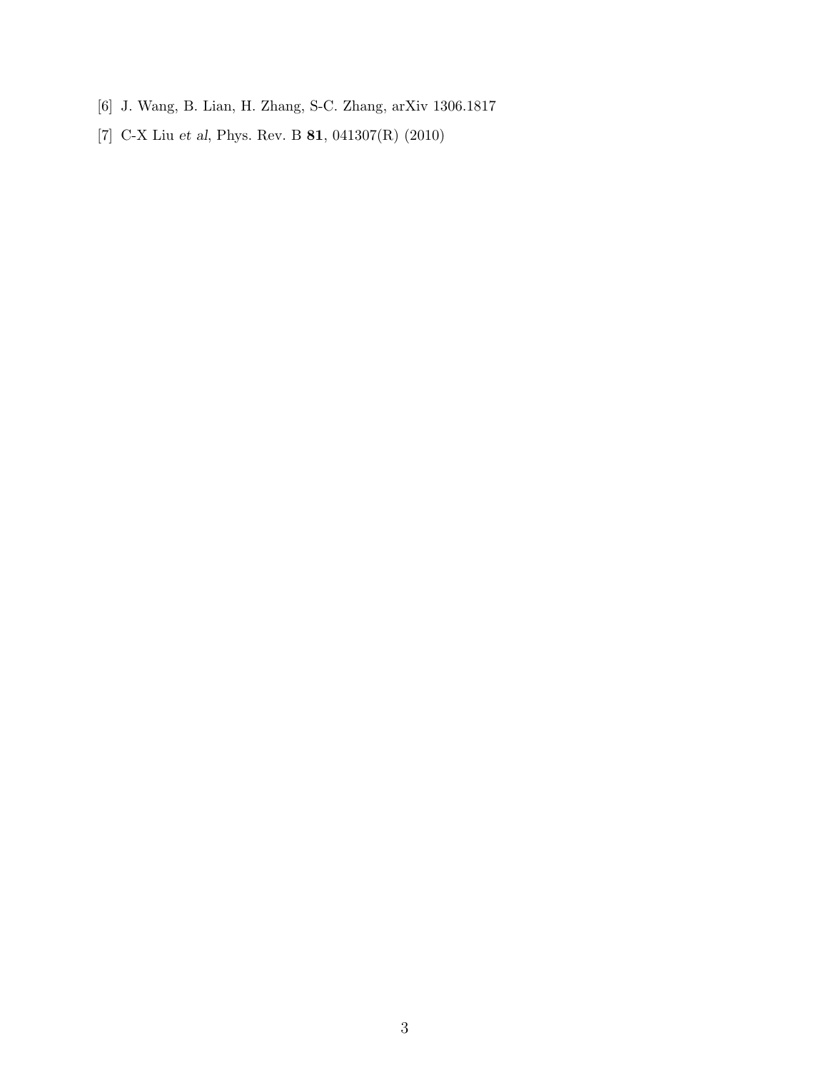[6] J. Wang, B. Lian, H. Zhang, S-C. Zhang, arXiv 1306.1817

[7] C-X Liu *et al*, Phys. Rev. B **81**, 041307(R) (2010)